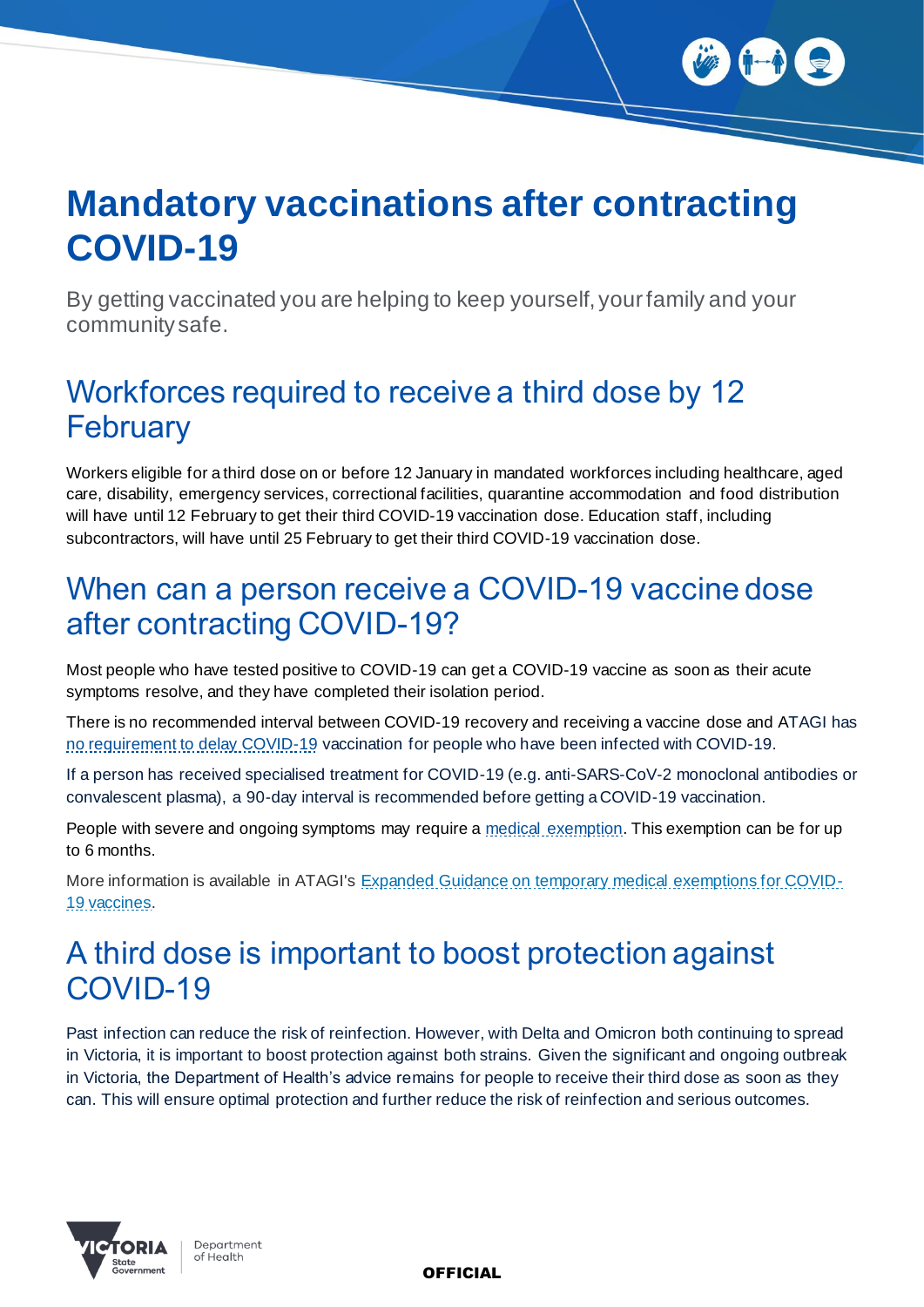# Mandatory vaccinations after contracting COVID-19

By getting vaccinated you are helping to keep yourself, your family and your community safe.

## Workforces required to receive a third dose by 12 February

Workers eligible for a third dose on or before 12 January in mandated workforces including healthcare, aged care, disability, emergency services, correctional facilities, quarantine accommodation and food distribution will have until 12 February to get their third COVID-19 vaccination dose. Education staff, including subcontractors, will have until 25 February to get their third COVID-19 vaccination dose.

## When can a person receive a COVID-19 vaccine dose after contracting COVID-19?

Most people who have tested positive to COVID-19 can get a COVID-19 vaccine as soon as their acute symptoms resolve, and they have completed their isolation period.

There is no recommended interval between COVID-19 recovery and receiving a vaccine dose and ATAGI has no requirement to delay COVID-19 vaccination for people who have been infected with COVID-19.

If a person has received specialised treatment for COVID-19 (e.g. anti-SARS-CoV-2 monoclonal antibodies or convalescent plasma), a 90-day interval is recommended before getting a COVID-19 vaccination.

People with severe and ongoing symptoms may require a medical exemption. This exemption can be for up to 6 months.

More information is available in ATAGI's Expanded Guidance on temporary medical exemptions for COVID-19 vaccines.

## A third dose is important to boost protection against COVID-19

Past infection can reduce the risk of reinfection. However, with Delta and Omicron both continuing to spread in Victoria, it is important to boost protection against both strains. Given the significant and ongoing outbreak in Victoria, the Department of Health's advice remains for people to receive their third dose as soon as they can. This will ensure optimal protection and further reduce the risk of reinfection and serious outcomes.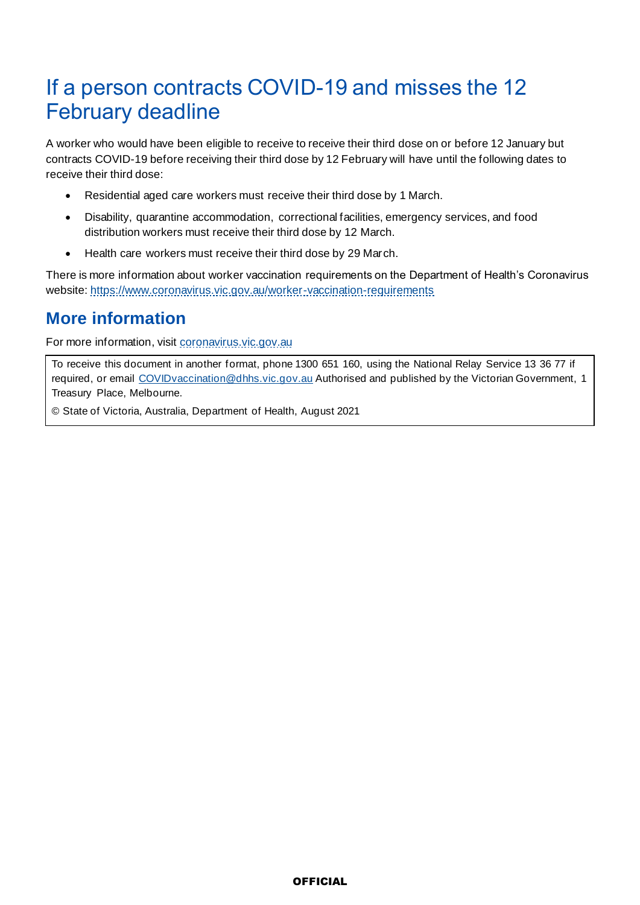# If a person contracts COVID-19 and misses the 12 February deadline

A worker who would have been eligible to receive to receive their third dose on or before 12 January but contracts COVID-19 before receiving their third dose by 12 February will have until the following dates to receive their third dose:

- Residential aged care workers must receive their third dose by 1 March.
- Disability, quarantine accommodation, correctional facilities, emergency services, and food distribution workers must receive their third dose by 12 March.
- Health care workers must receive their third dose by 29 March.

There is more information about worker vaccination requirements on the Department of Health's Coronavirus website: https://www.coronavirus.vic.gov.au/worker-vaccination-requirements

## More information

For more information, visit coronavirus.vic.gov.au

To receive this document in another format, phone 1300 651 160, using the National Relay Service 13 36 77 if required, or email COVIDvaccination@dhhs.vic.gov.au Authorised and published by the Victorian Government, 1 Treasury Place, Melbourne.

© State of Victoria, Australia, Department of Health, August 2021